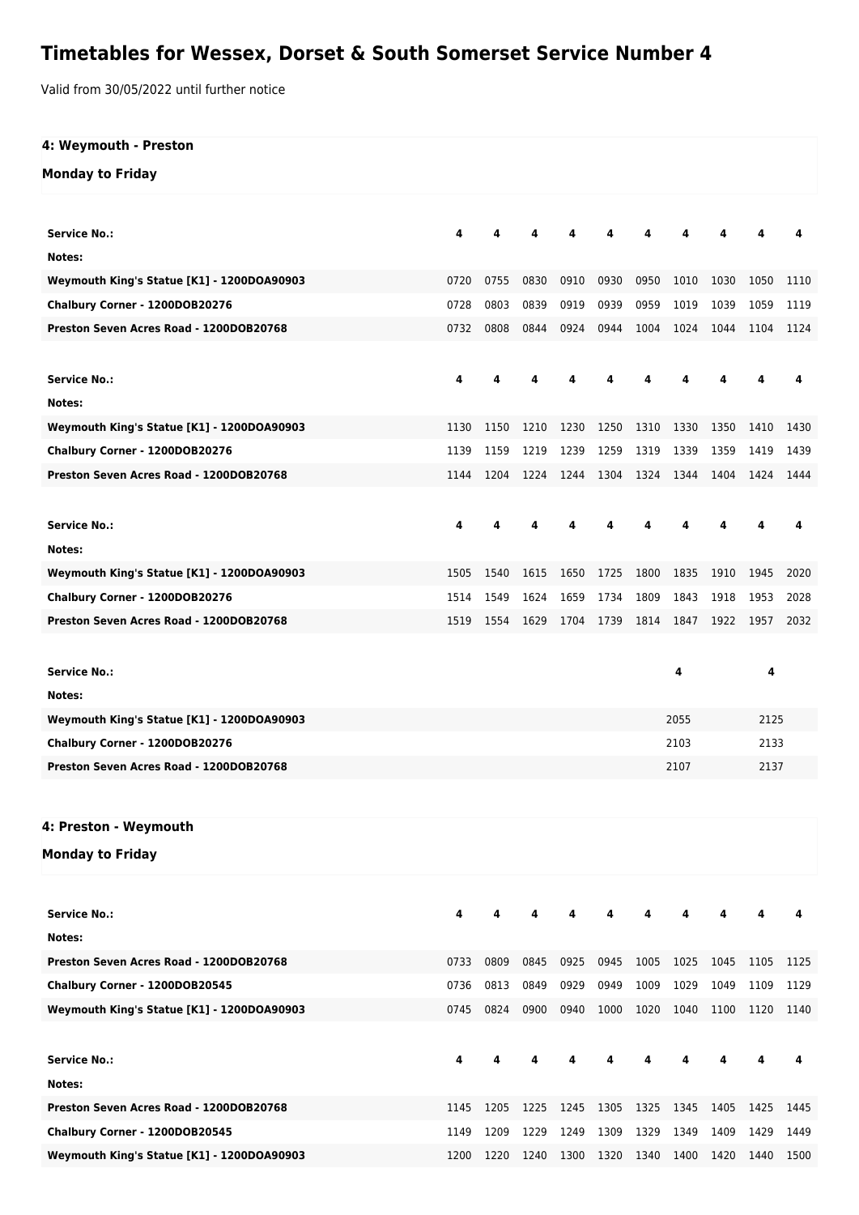# Timetables for Wessex, Dorset & South Somerset Service Number 4

Valid from 30/05/2022 until further notice

## 4: Weymouth - Preston

### Monday to Friday

| Service No.: | 4 | 4 | 4 | 4 | 4 | 4 | 4 | 4 | 4 | 4 |
|---|---|---|---|---|---|---|---|---|---|---|
| Notes: | | | | | | | | | | |
| Weymouth King's Statue [K1] - 1200DOA90903 | 0720 | 0755 | 0830 | 0910 | 0930 | 0950 | 1010 | 1030 | 1050 | 1110 |
| Chalbury Corner - 1200DOB20276 | 0728 | 0803 | 0839 | 0919 | 0939 | 0959 | 1019 | 1039 | 1059 | 1119 |
| Preston Seven Acres Road - 1200DOB20768 | 0732 | 0808 | 0844 | 0924 | 0944 | 1004 | 1024 | 1044 | 1104 | 1124 |

| Service No.: | 4 | 4 | 4 | 4 | 4 | 4 | 4 | 4 | 4 | 4 |
|---|---|---|---|---|---|---|---|---|---|---|
| Notes: | | | | | | | | | | |
| Weymouth King's Statue [K1] - 1200DOA90903 | 1130 | 1150 | 1210 | 1230 | 1250 | 1310 | 1330 | 1350 | 1410 | 1430 |
| Chalbury Corner - 1200DOB20276 | 1139 | 1159 | 1219 | 1239 | 1259 | 1319 | 1339 | 1359 | 1419 | 1439 |
| Preston Seven Acres Road - 1200DOB20768 | 1144 | 1204 | 1224 | 1244 | 1304 | 1324 | 1344 | 1404 | 1424 | 1444 |

| Service No.: | 4 | 4 | 4 | 4 | 4 | 4 | 4 | 4 | 4 | 4 |
|---|---|---|---|---|---|---|---|---|---|---|
| Notes: | | | | | | | | | | |
| Weymouth King's Statue [K1] - 1200DOA90903 | 1505 | 1540 | 1615 | 1650 | 1725 | 1800 | 1835 | 1910 | 1945 | 2020 |
| Chalbury Corner - 1200DOB20276 | 1514 | 1549 | 1624 | 1659 | 1734 | 1809 | 1843 | 1918 | 1953 | 2028 |
| Preston Seven Acres Road - 1200DOB20768 | 1519 | 1554 | 1629 | 1704 | 1739 | 1814 | 1847 | 1922 | 1957 | 2032 |

| Service No.: | 4 | 4 |
|---|---|---|
| Notes: | | |
| Weymouth King's Statue [K1] - 1200DOA90903 | 2055 | 2125 |
| Chalbury Corner - 1200DOB20276 | 2103 | 2133 |
| Preston Seven Acres Road - 1200DOB20768 | 2107 | 2137 |

## 4: Preston - Weymouth

### Monday to Friday

| Service No.: | 4 | 4 | 4 | 4 | 4 | 4 | 4 | 4 | 4 | 4 |
|---|---|---|---|---|---|---|---|---|---|---|
| Notes: | | | | | | | | | | |
| Preston Seven Acres Road - 1200DOB20768 | 0733 | 0809 | 0845 | 0925 | 0945 | 1005 | 1025 | 1045 | 1105 | 1125 |
| Chalbury Corner - 1200DOB20545 | 0736 | 0813 | 0849 | 0929 | 0949 | 1009 | 1029 | 1049 | 1109 | 1129 |
| Weymouth King's Statue [K1] - 1200DOA90903 | 0745 | 0824 | 0900 | 0940 | 1000 | 1020 | 1040 | 1100 | 1120 | 1140 |

| Service No.: | 4 | 4 | 4 | 4 | 4 | 4 | 4 | 4 | 4 | 4 |
|---|---|---|---|---|---|---|---|---|---|---|
| Notes: | | | | | | | | | | |
| Preston Seven Acres Road - 1200DOB20768 | 1145 | 1205 | 1225 | 1245 | 1305 | 1325 | 1345 | 1405 | 1425 | 1445 |
| Chalbury Corner - 1200DOB20545 | 1149 | 1209 | 1229 | 1249 | 1309 | 1329 | 1349 | 1409 | 1429 | 1449 |
| Weymouth King's Statue [K1] - 1200DOA90903 | 1200 | 1220 | 1240 | 1300 | 1320 | 1340 | 1400 | 1420 | 1440 | 1500 |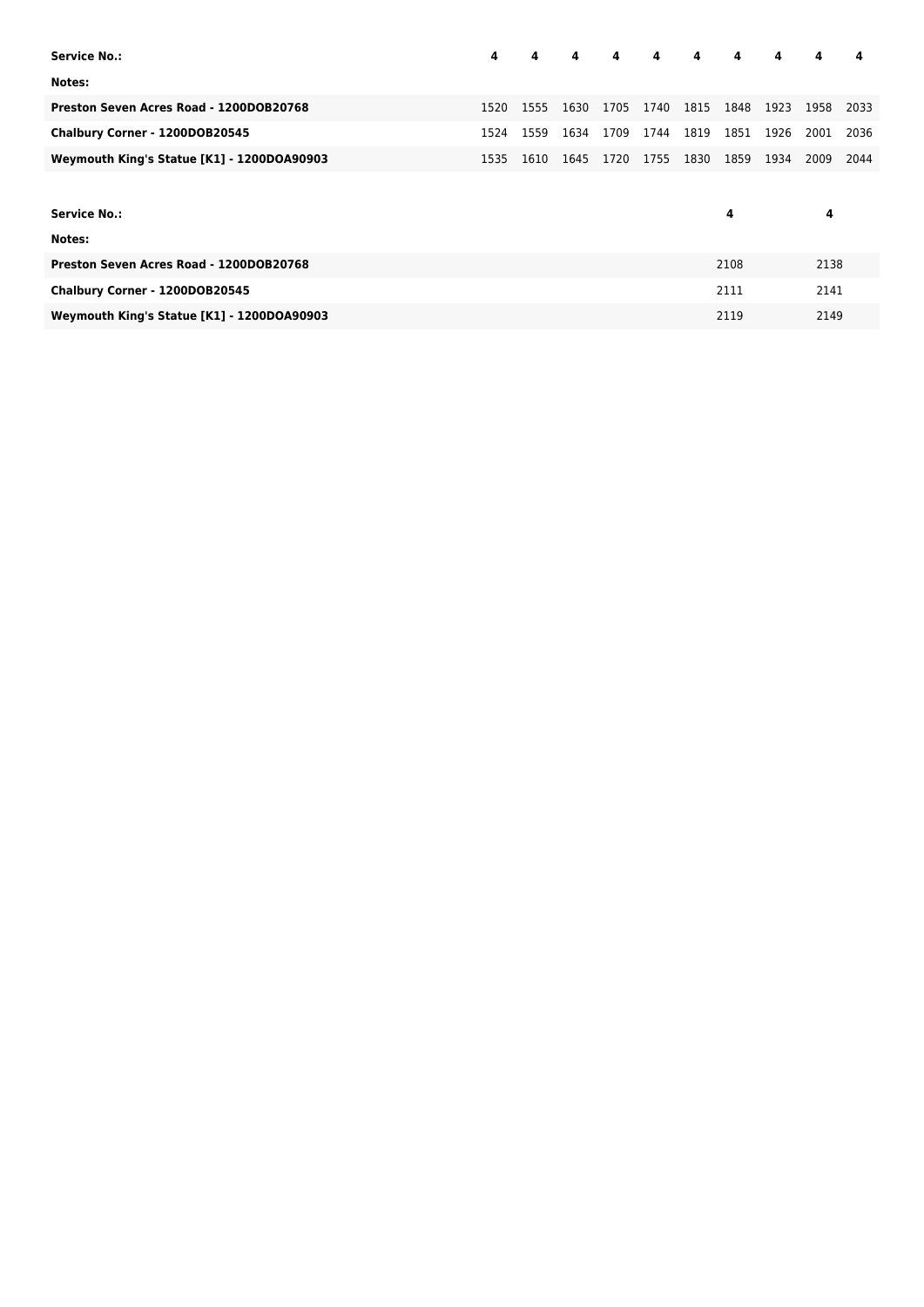| Service No.: | 4 | 4 | 4 | 4 | 4 | 4 | 4 | 4 | 4 | 4 |
|---|---|---|---|---|---|---|---|---|---|---|
| Notes: | | | | | | | | | | |
| Preston Seven Acres Road - 1200DOB20768 | 1520 | 1555 | 1630 | 1705 | 1740 | 1815 | 1848 | 1923 | 1958 | 2033 |
| Chalbury Corner - 1200DOB20545 | 1524 | 1559 | 1634 | 1709 | 1744 | 1819 | 1851 | 1926 | 2001 | 2036 |
| Weymouth King's Statue [K1] - 1200DOA90903 | 1535 | 1610 | 1645 | 1720 | 1755 | 1830 | 1859 | 1934 | 2009 | 2044 |

| Service No.: | 4 | 4 |
|---|---|---|
| Notes: | | |
| Preston Seven Acres Road - 1200DOB20768 | 2108 | 2138 |
| Chalbury Corner - 1200DOB20545 | 2111 | 2141 |
| Weymouth King's Statue [K1] - 1200DOA90903 | 2119 | 2149 |